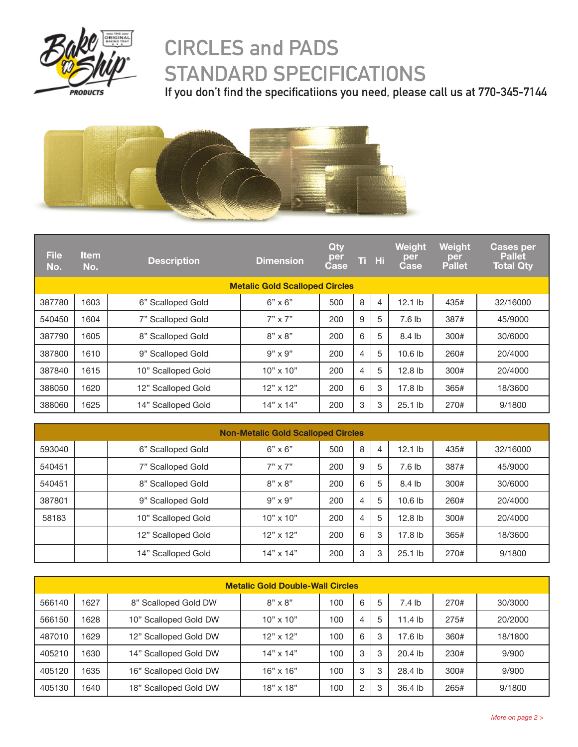# CIRCLES and PADS STANDARD SPECIFICATIONS

**If you don't find the specificatiions you need, please call us at 770-345-7144**

| File No. | Item No. | Description | Dimension | Qty per Case | Ti | Hi | Weight per Case | Weight per Pallet | Cases per Pallet Total Qty |
|---|---|---|---|---|---|---|---|---|---|
| **Metalic Gold Scalloped Circles** | | | | | | | | | |
| 387780 | 1603 | 6" Scalloped Gold | 6" x 6" | 500 | 8 | 4 | 12.1 lb | 435# | 32/16000 |
| 540450 | 1604 | 7" Scalloped Gold | 7" x 7" | 200 | 9 | 5 | 7.6 lb | 387# | 45/9000 |
| 387790 | 1605 | 8" Scalloped Gold | 8" x 8" | 200 | 6 | 5 | 8.4 lb | 300# | 30/6000 |
| 387800 | 1610 | 9" Scalloped Gold | 9" x 9" | 200 | 4 | 5 | 10.6 lb | 260# | 20/4000 |
| 387840 | 1615 | 10" Scalloped Gold | 10" x 10" | 200 | 4 | 5 | 12.8 lb | 300# | 20/4000 |
| 388050 | 1620 | 12" Scalloped Gold | 12" x 12" | 200 | 6 | 3 | 17.8 lb | 365# | 18/3600 |
| 388060 | 1625 | 14" Scalloped Gold | 14" x 14" | 200 | 3 | 3 | 25.1 lb | 270# | 9/1800 |
| **Non-Metalic Gold Scalloped Circles** | | | | | | | | | |
| 593040 | | 6" Scalloped Gold | 6" x 6" | 500 | 8 | 4 | 12.1 lb | 435# | 32/16000 |
| 540451 | | 7" Scalloped Gold | 7" x 7" | 200 | 9 | 5 | 7.6 lb | 387# | 45/9000 |
| 540451 | | 8" Scalloped Gold | 8" x 8" | 200 | 6 | 5 | 8.4 lb | 300# | 30/6000 |
| 387801 | | 9" Scalloped Gold | 9" x 9" | 200 | 4 | 5 | 10.6 lb | 260# | 20/4000 |
| 58183 | | 10" Scalloped Gold | 10" x 10" | 200 | 4 | 5 | 12.8 lb | 300# | 20/4000 |
| | | 12" Scalloped Gold | 12" x 12" | 200 | 6 | 3 | 17.8 lb | 365# | 18/3600 |
| | | 14" Scalloped Gold | 14" x 14" | 200 | 3 | 3 | 25.1 lb | 270# | 9/1800 |
| **Metalic Gold Double-Wall Circles** | | | | | | | | | |
| 566140 | 1627 | 8" Scalloped Gold DW | 8" x 8" | 100 | 6 | 5 | 7.4 lb | 270# | 30/3000 |
| 566150 | 1628 | 10" Scalloped Gold DW | 10" x 10" | 100 | 4 | 5 | 11.4 lb | 275# | 20/2000 |
| 487010 | 1629 | 12" Scalloped Gold DW | 12" x 12" | 100 | 6 | 3 | 17.6 lb | 360# | 18/1800 |
| 405210 | 1630 | 14" Scalloped Gold DW | 14" x 14" | 100 | 3 | 3 | 20.4 lb | 230# | 9/900 |
| 405120 | 1635 | 16" Scalloped Gold DW | 16" x 16" | 100 | 3 | 3 | 28.4 lb | 300# | 9/900 |
| 405130 | 1640 | 18" Scalloped Gold DW | 18" x 18" | 100 | 2 | 3 | 36.4 lb | 265# | 9/1800 |

*More on page 2 >*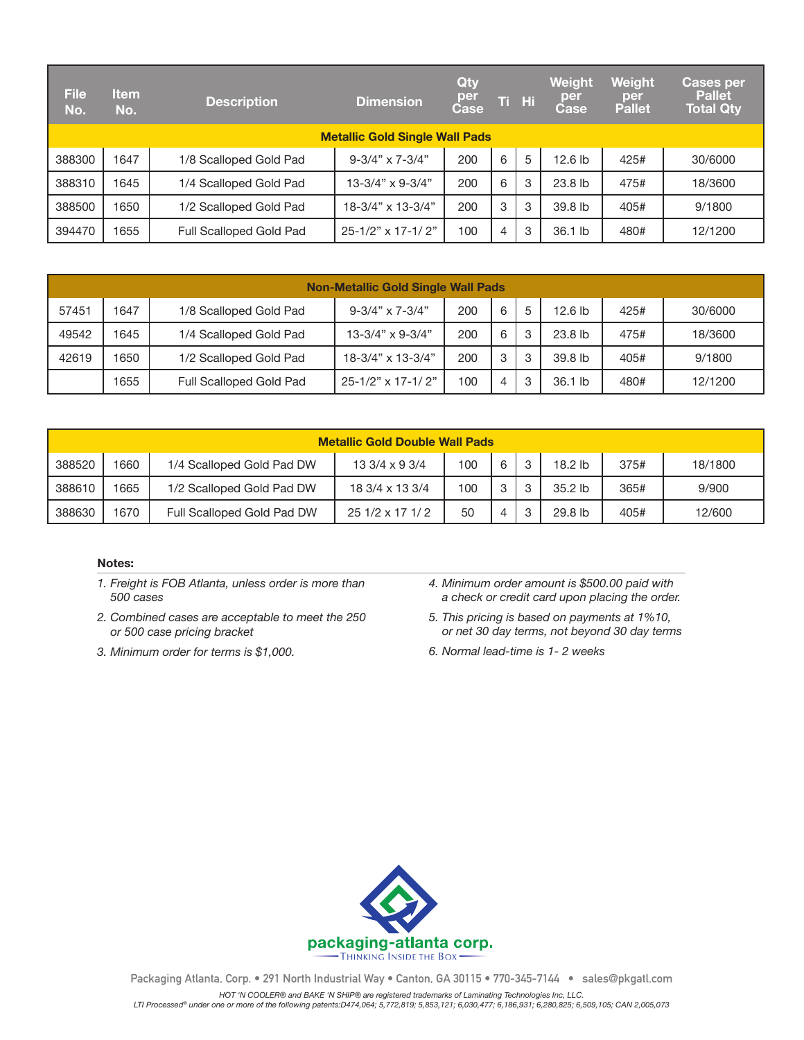| File No. | Item No. | Description | Dimension | Qty per Case | Ti | Hi | Weight per Case | Weight per Pallet | Cases per Pallet Total Qty |
|---|---|---|---|---|---|---|---|---|---|
| **Metallic Gold Single Wall Pads** | | | | | | | | | |
| 388300 | 1647 | 1/8 Scalloped Gold Pad | 9-3/4" x 7-3/4" | 200 | 6 | 5 | 12.6 lb | 425# | 30/6000 |
| 388310 | 1645 | 1/4 Scalloped Gold Pad | 13-3/4" x 9-3/4" | 200 | 6 | 3 | 23.8 lb | 475# | 18/3600 |
| 388500 | 1650 | 1/2 Scalloped Gold Pad | 18-3/4" x 13-3/4" | 200 | 3 | 3 | 39.8 lb | 405# | 9/1800 |
| 394470 | 1655 | Full Scalloped Gold Pad | 25-1/2" x 17-1/ 2" | 100 | 4 | 3 | 36.1 lb | 480# | 12/1200 |

| | | | | | | | | | |
|---|---|---|---|---|---|---|---|---|---|
| **Non-Metallic Gold Single Wall Pads** | | | | | | | | | |
| 57451 | 1647 | 1/8 Scalloped Gold Pad | 9-3/4" x 7-3/4" | 200 | 6 | 5 | 12.6 lb | 425# | 30/6000 |
| 49542 | 1645 | 1/4 Scalloped Gold Pad | 13-3/4" x 9-3/4" | 200 | 6 | 3 | 23.8 lb | 475# | 18/3600 |
| 42619 | 1650 | 1/2 Scalloped Gold Pad | 18-3/4" x 13-3/4" | 200 | 3 | 3 | 39.8 lb | 405# | 9/1800 |
| | 1655 | Full Scalloped Gold Pad | 25-1/2" x 17-1/ 2" | 100 | 4 | 3 | 36.1 lb | 480# | 12/1200 |

| | | | | | | | | | |
|---|---|---|---|---|---|---|---|---|---|
| **Metallic Gold Double Wall Pads** | | | | | | | | | |
| 388520 | 1660 | 1/4 Scalloped Gold Pad DW | 13 3/4 x 9 3/4 | 100 | 6 | 3 | 18.2 lb | 375# | 18/1800 |
| 388610 | 1665 | 1/2 Scalloped Gold Pad DW | 18 3/4 x 13 3/4 | 100 | 3 | 3 | 35.2 lb | 365# | 9/900 |
| 388630 | 1670 | Full Scalloped Gold Pad DW | 25 1/2 x 17 1/ 2 | 50 | 4 | 3 | 29.8 lb | 405# | 12/600 |

**Notes:**

1. *Freight is FOB Atlanta, unless order is more than 500 cases*
2. *Combined cases are acceptable to meet the 250 or 500 case pricing bracket*
3. *Minimum order for terms is $1,000.*
4. *Minimum order amount is $500.00 paid with a check or credit card upon placing the order.*
5. *This pricing is based on payments at 1%10, or net 30 day terms, not beyond 30 day terms*
6. *Normal lead-time is 1- 2 weeks*

packaging-atlanta corp.
THINKING INSIDE THE BOX

Packaging Atlanta, Corp. • 291 North Industrial Way • Canton, GA 30115 • 770-345-7144 • sales@pkgatl.com

*HOT 'N COOLER® and BAKE 'N SHIP® are registered trademarks of Laminating Technologies Inc, LLC.*
*LTI Processed® under one or more of the following patents:D474,064; 5,772,819; 5,853,121; 6,030,477; 6,186,931; 6,280,825; 6,509,105; CAN 2,005,073*